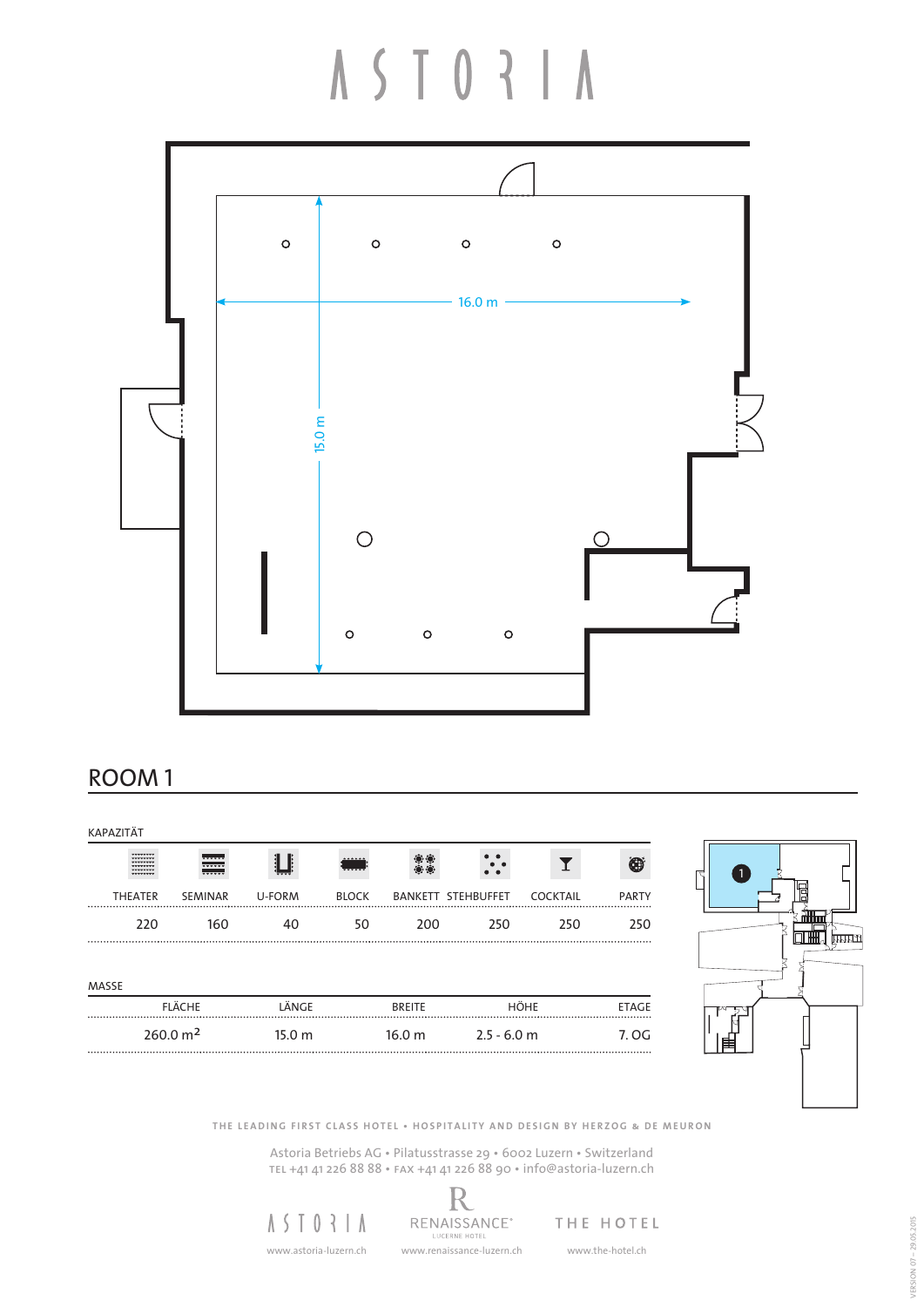# ASTORIA

16.0 m

15.0 m

## ROOM 1

KAPAZITÄT

| THEATER | SEMINAR | U-FORM | BLOCK | BANKETT | STEHBUFFET | COCKTAIL | PARTY |
|---|---|---|---|---|---|---|---|
| 220 | 160 | 40 | 50 | 200 | 250 | 250 | 250 |

MASSE

| FLÄCHE | LÄNGE | BREITE | HÖHE | ETAGE |
|---|---|---|---|---|
| 260.0 m² | 15.0 m | 16.0 m | 2.5 - 6.0 m | 7. OG |

THE LEADING FIRST CLASS HOTEL • HOSPITALITY AND DESIGN BY HERZOG & DE MEURON

Astoria Betriebs AG • Pilatusstrasse 29 • 6002 Luzern • Switzerland
TEL +41 41 226 88 88 • FAX +41 41 226 88 90 • info@astoria-luzern.ch

ASTORIA — www.astoria-luzern.ch
RENAISSANCE® LUCERNE HOTEL — www.renaissance-luzern.ch
THE HOTEL — www.the-hotel.ch

VERSION 07 – 29.05.2015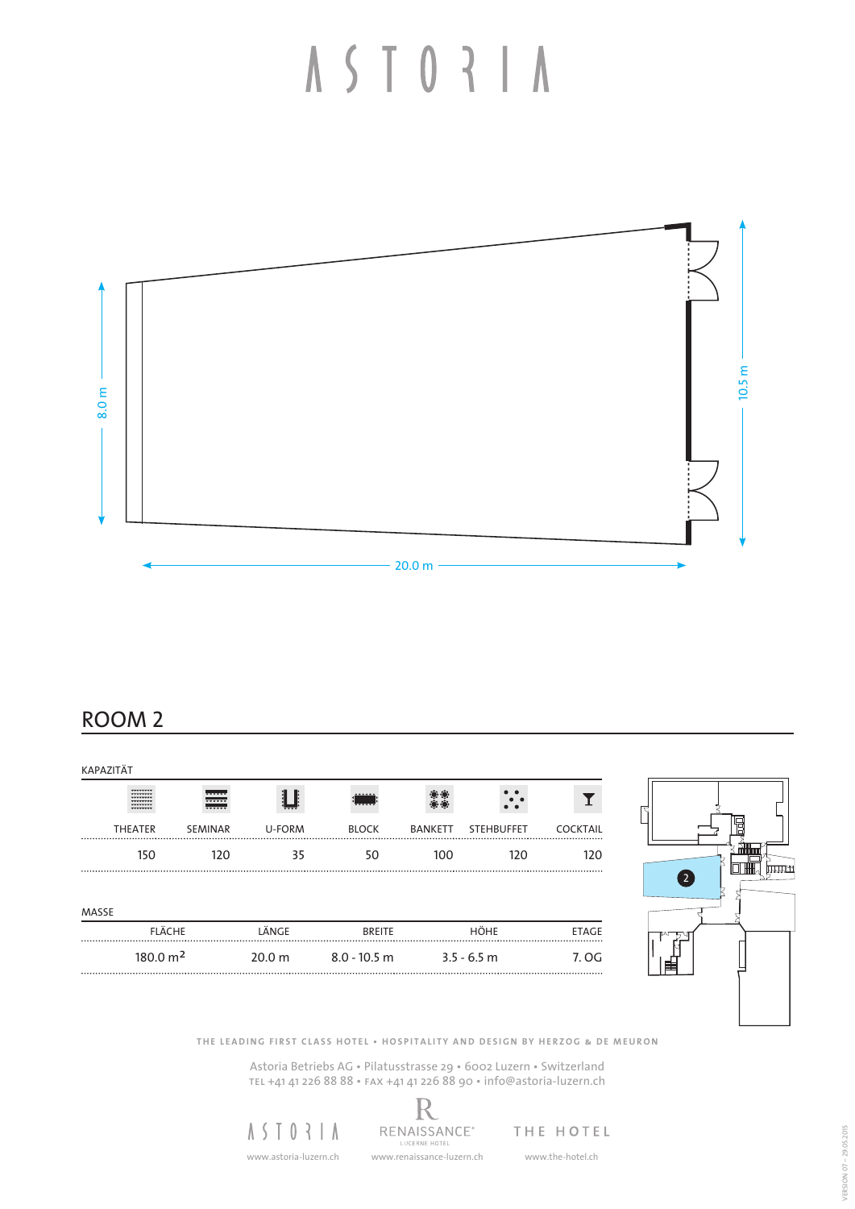# ASTORIA

8.0 m

10.5 m

20.0 m

## ROOM 2

KAPAZITÄT

| THEATER | SEMINAR | U-FORM | BLOCK | BANKETT | STEHBUFFET | COCKTAIL |
|---|---|---|---|---|---|---|
| 150 | 120 | 35 | 50 | 100 | 120 | 120 |

MASSE

| FLÄCHE | LÄNGE | BREITE | HÖHE | ETAGE |
|---|---|---|---|---|
| 180.0 $m^2$ | 20.0 m | 8.0 - 10.5 m | 3.5 - 6.5 m | 7. OG |

2

THE LEADING FIRST CLASS HOTEL • HOSPITALITY AND DESIGN BY HERZOG & DE MEURON

Astoria Betriebs AG • Pilatusstrasse 29 • 6002 Luzern • Switzerland
TEL +41 41 226 88 88 • FAX +41 41 226 88 90 • info@astoria-luzern.ch

ASTORIA — www.astoria-luzern.ch

RENAISSANCE LUCERNE HOTEL — www.renaissance-luzern.ch

THE HOTEL — www.the-hotel.ch

VERSION 07 – 29.05.2015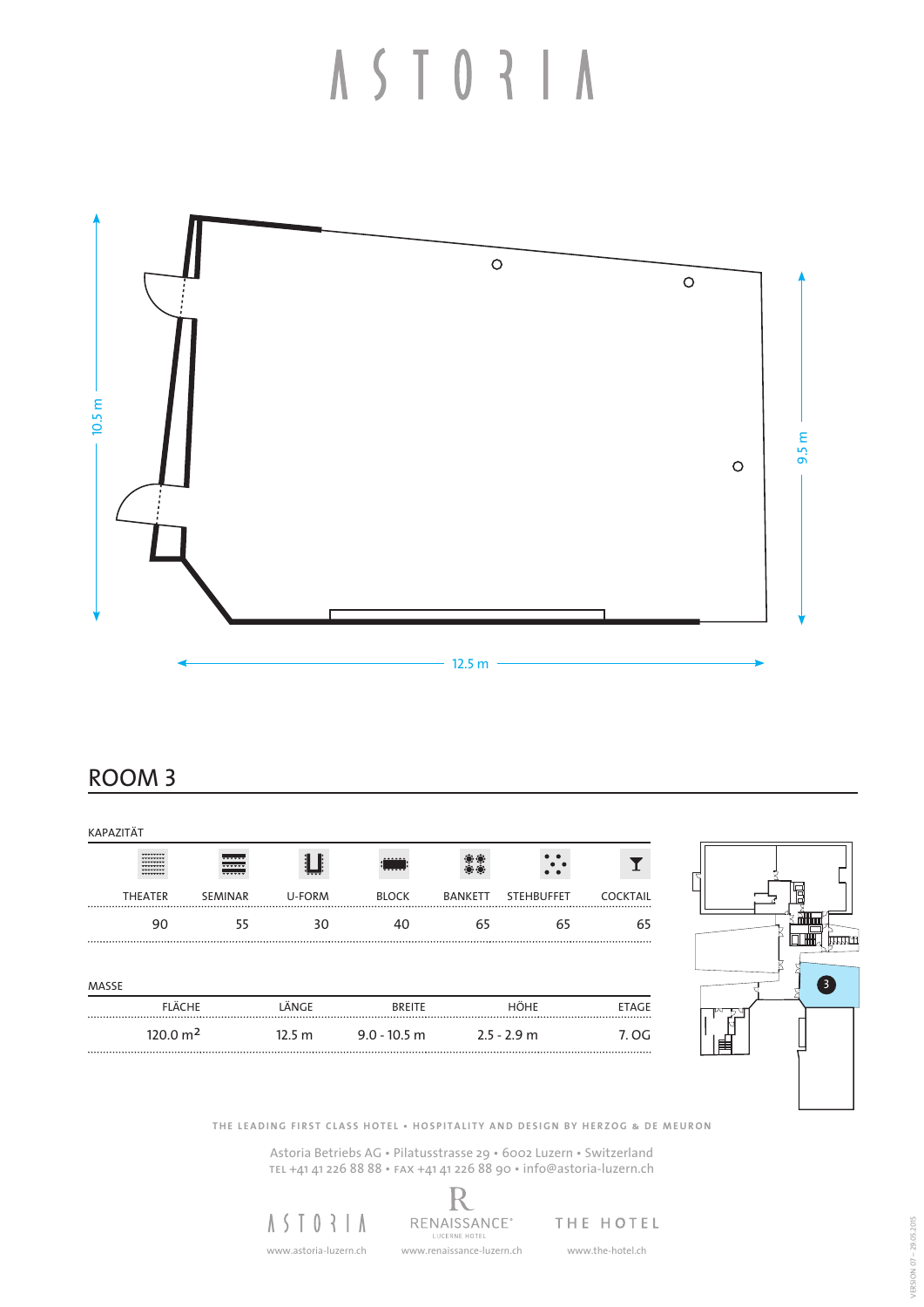# ASTORIA

10.5 m

9.5 m

12.5 m

## ROOM 3

KAPAZITÄT

| THEATER | SEMINAR | U-FORM | BLOCK | BANKETT | STEHBUFFET | COCKTAIL |
|---|---|---|---|---|---|---|
| 90 | 55 | 30 | 40 | 65 | 65 | 65 |

MASSE

| FLÄCHE | LÄNGE | BREITE | HÖHE | ETAGE |
|---|---|---|---|---|
| 120.0 m² | 12.5 m | 9.0 - 10.5 m | 2.5 - 2.9 m | 7. OG |

3

THE LEADING FIRST CLASS HOTEL • HOSPITALITY AND DESIGN BY HERZOG & DE MEURON

Astoria Betriebs AG • Pilatusstrasse 29 • 6002 Luzern • Switzerland
TEL +41 41 226 88 88 • FAX +41 41 226 88 90 • info@astoria-luzern.ch

ASTORIA — www.astoria-luzern.ch
RENAISSANCE® LUCERNE HOTEL — www.renaissance-luzern.ch
THE HOTEL — www.the-hotel.ch

VERSION 07 – 29.05.2015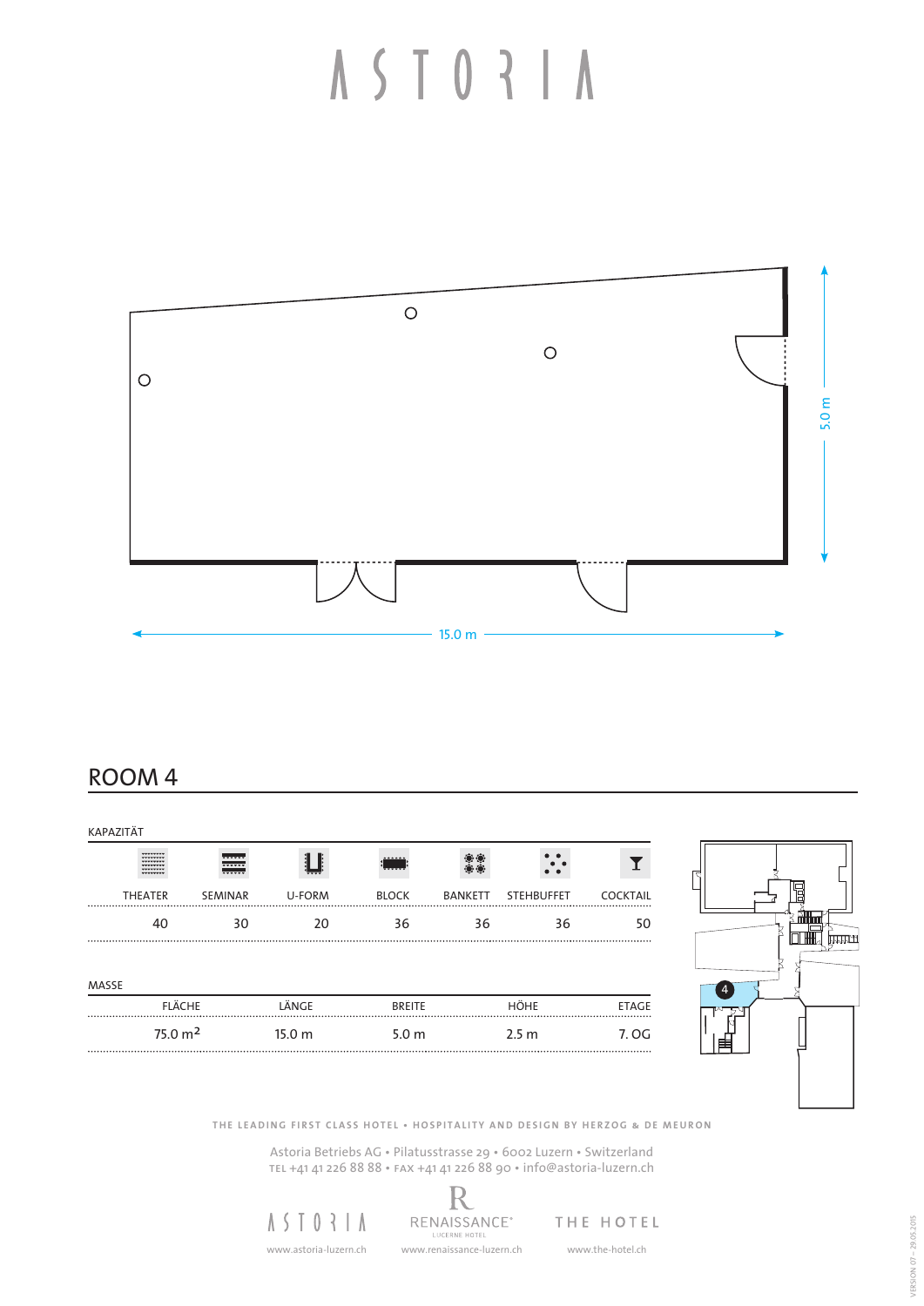# ASTORIA

5.0 m

15.0 m

## ROOM 4

KAPAZITÄT

| THEATER | SEMINAR | U-FORM | BLOCK | BANKETT | STEHBUFFET | COCKTAIL |
|---|---|---|---|---|---|---|
| 40 | 30 | 20 | 36 | 36 | 36 | 50 |

MASSE

| FLÄCHE | LÄNGE | BREITE | HÖHE | ETAGE |
|---|---|---|---|---|
| 75.0 m$^2$ | 15.0 m | 5.0 m | 2.5 m | 7. OG |

THE LEADING FIRST CLASS HOTEL • HOSPITALITY AND DESIGN BY HERZOG & DE MEURON

Astoria Betriebs AG • Pilatusstrasse 29 • 6002 Luzern • Switzerland
TEL +41 41 226 88 88 • FAX +41 41 226 88 90 • info@astoria-luzern.ch

ASTORIA — www.astoria-luzern.ch
RENAISSANCE LUCERNE HOTEL — www.renaissance-luzern.ch
THE HOTEL — www.the-hotel.ch

VERSION 07 – 29.05.2015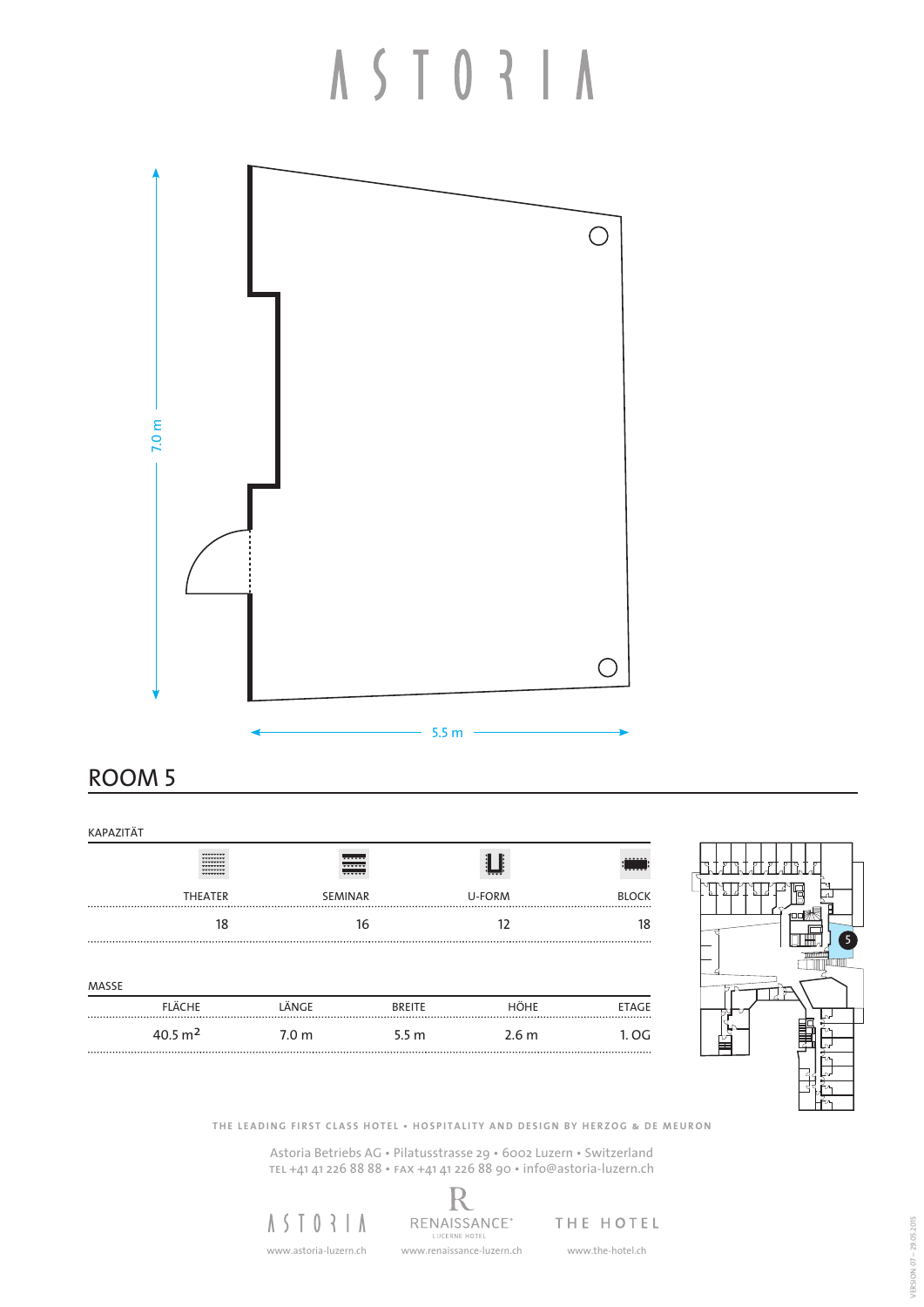# ASTORIA

7.0 m

5.5 m

## ROOM 5

KAPAZITÄT

| THEATER | SEMINAR | U-FORM | BLOCK |
|---|---|---|---|
| 18 | 16 | 12 | 18 |

MASSE

| FLÄCHE | LÄNGE | BREITE | HÖHE | ETAGE |
|---|---|---|---|---|
| 40.5 m² | 7.0 m | 5.5 m | 2.6 m | 1. OG |

THE LEADING FIRST CLASS HOTEL • HOSPITALITY AND DESIGN BY HERZOG & DE MEURON

Astoria Betriebs AG • Pilatusstrasse 29 • 6002 Luzern • Switzerland
TEL +41 41 226 88 88 • FAX +41 41 226 88 90 • info@astoria-luzern.ch

ASTORIA — www.astoria-luzern.ch
RENAISSANCE® LUCERNE HOTEL — www.renaissance-luzern.ch
THE HOTEL — www.the-hotel.ch

VERSION 07 – 29.05.2015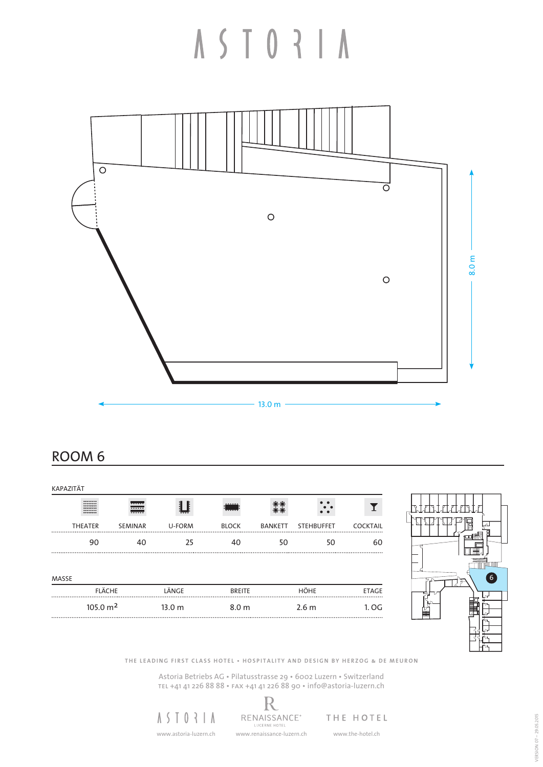# ASTORIA

8.0 m

13.0 m

## ROOM 6

KAPAZITÄT

| THEATER | SEMINAR | U-FORM | BLOCK | BANKETT | STEHBUFFET | COCKTAIL |
|---|---|---|---|---|---|---|
| 90 | 40 | 25 | 40 | 50 | 50 | 60 |

MASSE

| FLÄCHE | LÄNGE | BREITE | HÖHE | ETAGE |
|---|---|---|---|---|
| 105.0 m² | 13.0 m | 8.0 m | 2.6 m | 1. OG |

6

THE LEADING FIRST CLASS HOTEL • HOSPITALITY AND DESIGN BY HERZOG & DE MEURON

Astoria Betriebs AG • Pilatusstrasse 29 • 6002 Luzern • Switzerland
TEL +41 41 226 88 88 • FAX +41 41 226 88 90 • info@astoria-luzern.ch

ASTORIA — www.astoria-luzern.ch
RENAISSANCE® LUCERNE HOTEL — www.renaissance-luzern.ch
THE HOTEL — www.the-hotel.ch

VERSION 07 – 29.05.2015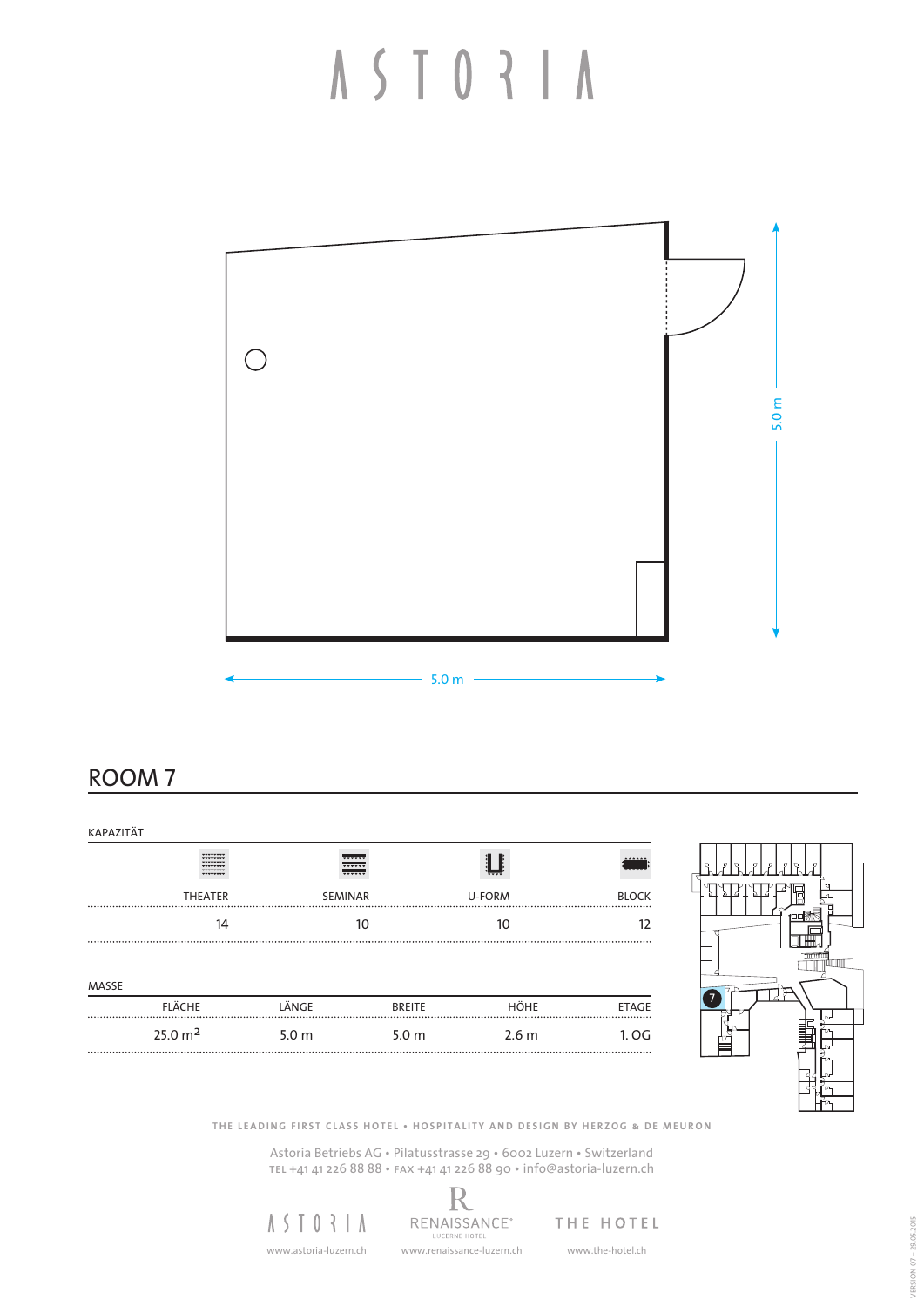# ASTORIA

5.0 m

5.0 m

## ROOM 7

KAPAZITÄT

| THEATER | SEMINAR | U-FORM | BLOCK |
|---|---|---|---|
| 14 | 10 | 10 | 12 |

MASSE

| FLÄCHE | LÄNGE | BREITE | HÖHE | ETAGE |
|---|---|---|---|---|
| 25.0 $m^2$ | 5.0 m | 5.0 m | 2.6 m | 1. OG |

7

THE LEADING FIRST CLASS HOTEL • HOSPITALITY AND DESIGN BY HERZOG & DE MEURON

Astoria Betriebs AG • Pilatusstrasse 29 • 6002 Luzern • Switzerland
TEL +41 41 226 88 88 • FAX +41 41 226 88 90 • info@astoria-luzern.ch

ASTORIA — www.astoria-luzern.ch
RENAISSANCE LUCERNE HOTEL — www.renaissance-luzern.ch
THE HOTEL — www.the-hotel.ch

VERSION 07 – 29.05.2015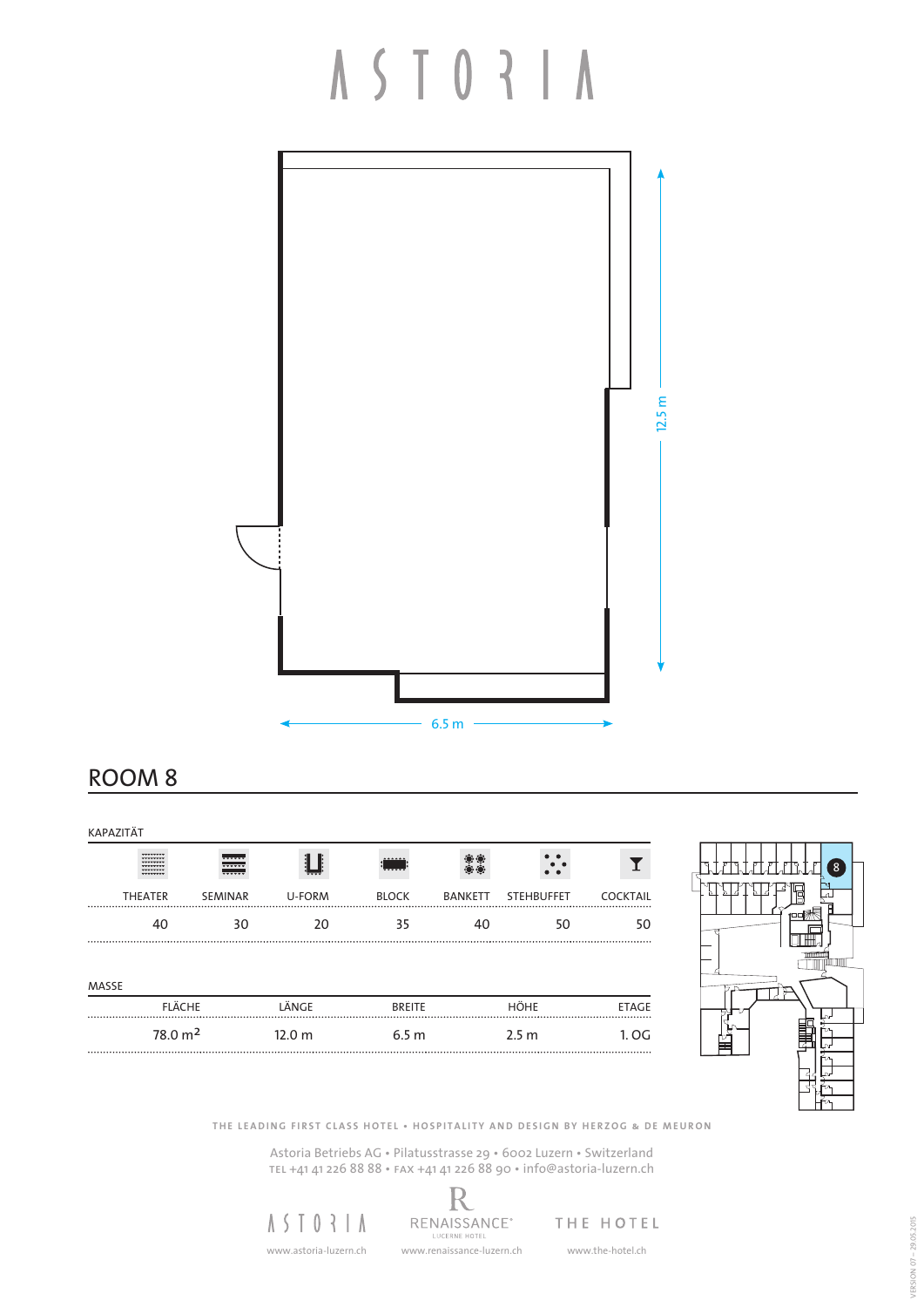# ASTORIA

12.5 m

6.5 m

## ROOM 8

KAPAZITÄT

| THEATER | SEMINAR | U-FORM | BLOCK | BANKETT | STEHBUFFET | COCKTAIL |
|---|---|---|---|---|---|---|
| 40 | 30 | 20 | 35 | 40 | 50 | 50 |

MASSE

| FLÄCHE | LÄNGE | BREITE | HÖHE | ETAGE |
|---|---|---|---|---|
| 78.0 $m^2$ | 12.0 m | 6.5 m | 2.5 m | 1. OG |

8

THE LEADING FIRST CLASS HOTEL • HOSPITALITY AND DESIGN BY HERZOG & DE MEURON

Astoria Betriebs AG • Pilatusstrasse 29 • 6002 Luzern • Switzerland
TEL +41 41 226 88 88 • FAX +41 41 226 88 90 • info@astoria-luzern.ch

ASTORIA — www.astoria-luzern.ch
RENAISSANCE LUCERNE HOTEL — www.renaissance-luzern.ch
THE HOTEL — www.the-hotel.ch

VERSION 07 – 29.05.2015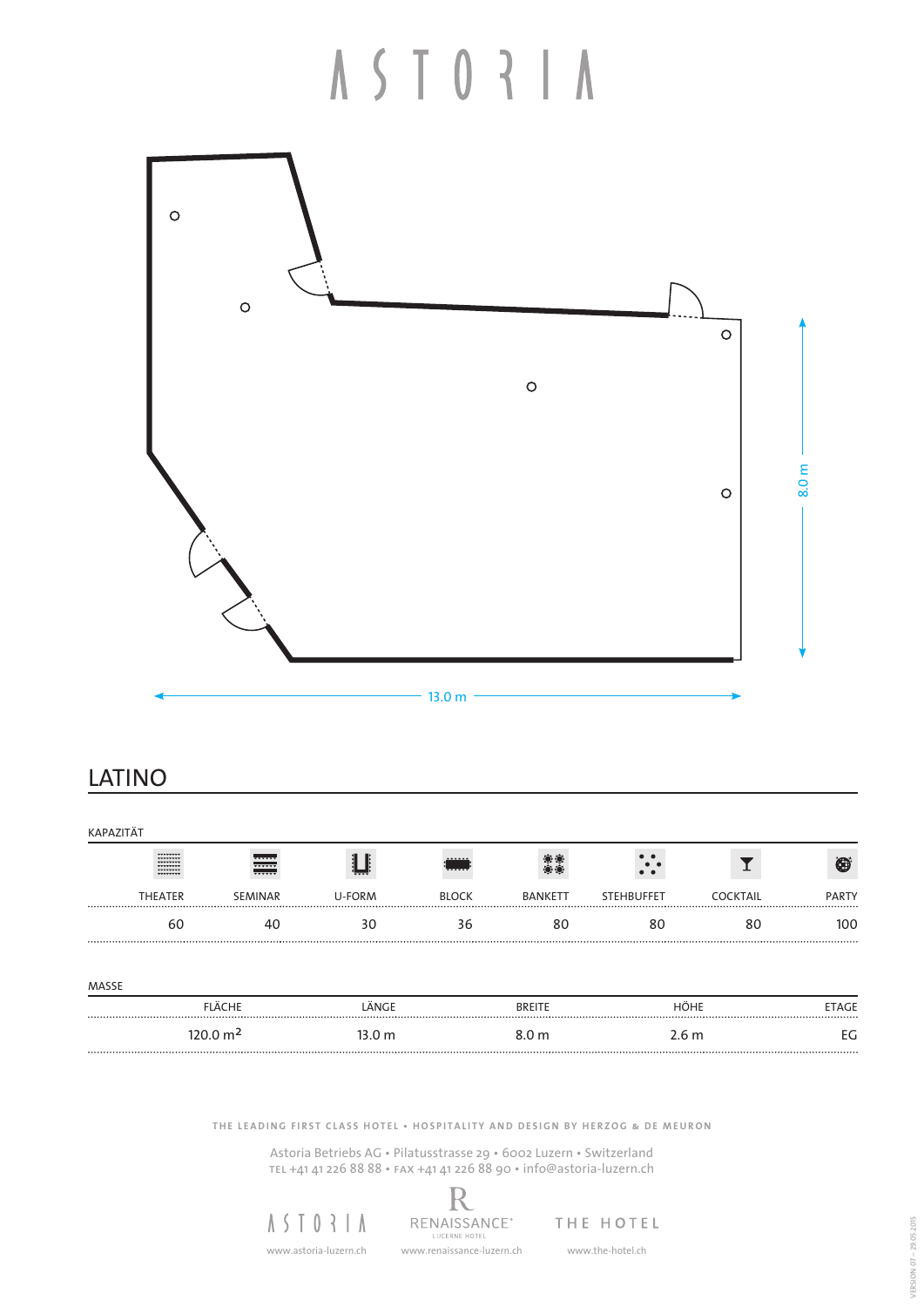# ASTORIA

13.0 m

8.0 m

## LATINO

KAPAZITÄT

| THEATER | SEMINAR | U-FORM | BLOCK | BANKETT | STEHBUFFET | COCKTAIL | PARTY |
|---|---|---|---|---|---|---|---|
| 60 | 40 | 30 | 36 | 80 | 80 | 80 | 100 |

MASSE

| FLÄCHE | LÄNGE | BREITE | HÖHE | ETAGE |
|---|---|---|---|---|
| 120.0 $m^2$ | 13.0 m | 8.0 m | 2.6 m | EG |

THE LEADING FIRST CLASS HOTEL • HOSPITALITY AND DESIGN BY HERZOG & DE MEURON

Astoria Betriebs AG • Pilatusstrasse 29 • 6002 Luzern • Switzerland
TEL +41 41 226 88 88 • FAX +41 41 226 88 90 • info@astoria-luzern.ch

ASTORIA — www.astoria-luzern.ch
RENAISSANCE® LUCERNE HOTEL — www.renaissance-luzern.ch
THE HOTEL — www.the-hotel.ch

VERSION 07 – 29.05.2015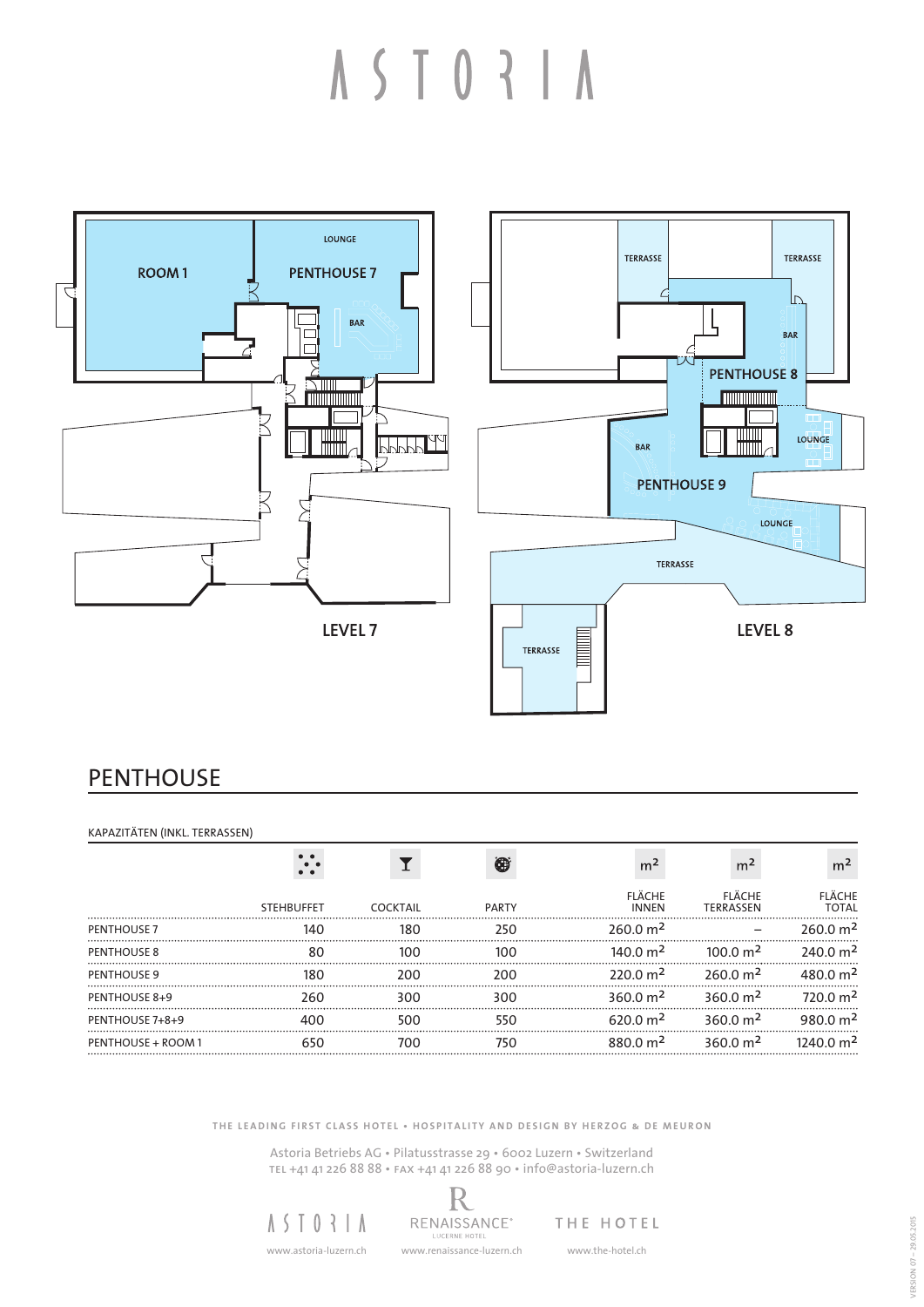# ASTORIA

ROOM 1

LOUNGE

PENTHOUSE 7

BAR

LEVEL 7

TERRASSE

TERRASSE

BAR

PENTHOUSE 8

LOUNGE

BAR

PENTHOUSE 9

LOUNGE

TERRASSE

TERRASSE

LEVEL 8

## PENTHOUSE

KAPAZITÄTEN (INKL. TERRASSEN)

| | STEHBUFFET | COCKTAIL | PARTY | m² FLÄCHE INNEN | m² FLÄCHE TERRASSEN | m² FLÄCHE TOTAL |
|---|---|---|---|---|---|---|
| PENTHOUSE 7 | 140 | 180 | 250 | 260.0 m² | – | 260.0 m² |
| PENTHOUSE 8 | 80 | 100 | 100 | 140.0 m² | 100.0 m² | 240.0 m² |
| PENTHOUSE 9 | 180 | 200 | 200 | 220.0 m² | 260.0 m² | 480.0 m² |
| PENTHOUSE 8+9 | 260 | 300 | 300 | 360.0 m² | 360.0 m² | 720.0 m² |
| PENTHOUSE 7+8+9 | 400 | 500 | 550 | 620.0 m² | 360.0 m² | 980.0 m² |
| PENTHOUSE + ROOM 1 | 650 | 700 | 750 | 880.0 m² | 360.0 m² | 1240.0 m² |

THE LEADING FIRST CLASS HOTEL • HOSPITALITY AND DESIGN BY HERZOG & DE MEURON

Astoria Betriebs AG • Pilatusstrasse 29 • 6002 Luzern • Switzerland
TEL +41 41 226 88 88 • FAX +41 41 226 88 90 • info@astoria-luzern.ch

ASTORIA — www.astoria-luzern.ch

RENAISSANCE® LUCERNE HOTEL — www.renaissance-luzern.ch

THE HOTEL — www.the-hotel.ch

VERSION 07 – 29.05.2015